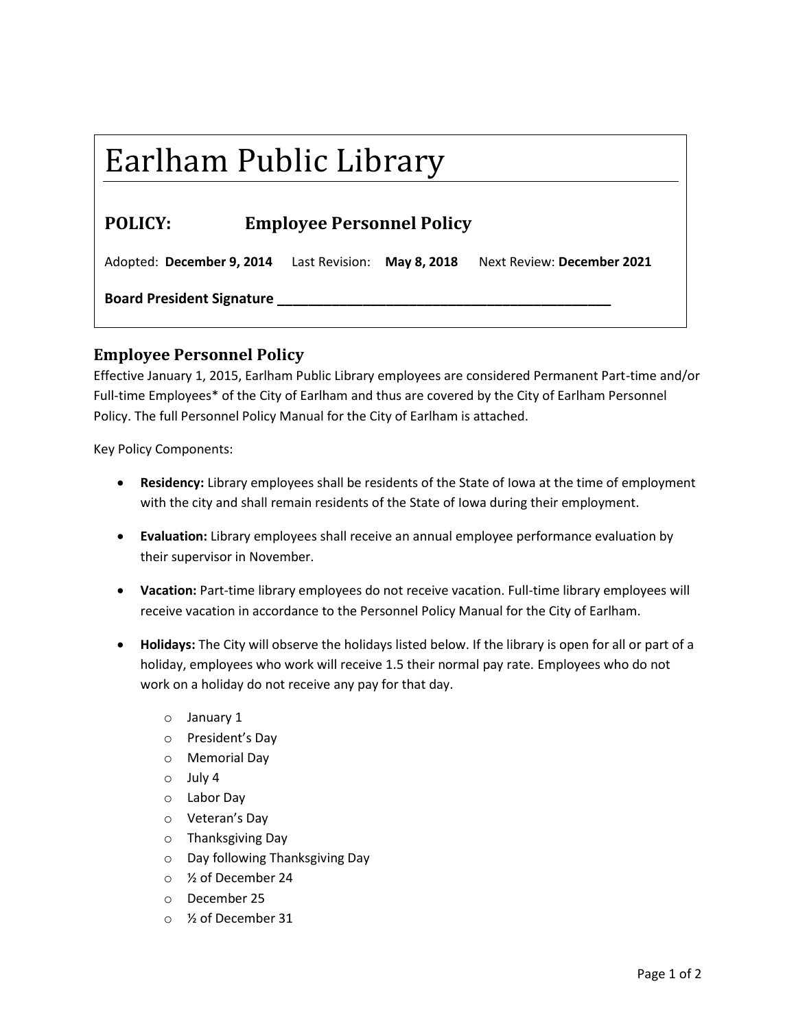# Earlham Public Library

**POLICY: Employee Personnel Policy**

Adopted: **December 9, 2014** Last Revision: **May 8, 2018** Next Review: **December 2021**

**Board President Signature \_\_\_\_\_\_\_\_\_\_\_\_\_\_\_\_\_\_\_\_\_\_\_\_\_\_\_\_\_\_\_\_\_\_\_\_\_\_\_\_\_\_\_\_**

## Employee Personnel Policy

Effective January 1, 2015, Earlham Public Library employees are considered Permanent Part-time and/or Full-time Employees* of the City of Earlham and thus are covered by the City of Earlham Personnel Policy. The full Personnel Policy Manual for the City of Earlham is attached.

Key Policy Components:

- **Residency:** Library employees shall be residents of the State of Iowa at the time of employment with the city and shall remain residents of the State of Iowa during their employment.
- **Evaluation:** Library employees shall receive an annual employee performance evaluation by their supervisor in November.
- **Vacation:** Part-time library employees do not receive vacation. Full-time library employees will receive vacation in accordance to the Personnel Policy Manual for the City of Earlham.
- **Holidays:** The City will observe the holidays listed below. If the library is open for all or part of a holiday, employees who work will receive 1.5 their normal pay rate. Employees who do not work on a holiday do not receive any pay for that day.
    - January 1
    - President's Day
    - Memorial Day
    - July 4
    - Labor Day
    - Veteran's Day
    - Thanksgiving Day
    - Day following Thanksgiving Day
    - ½ of December 24
    - December 25
    - ½ of December 31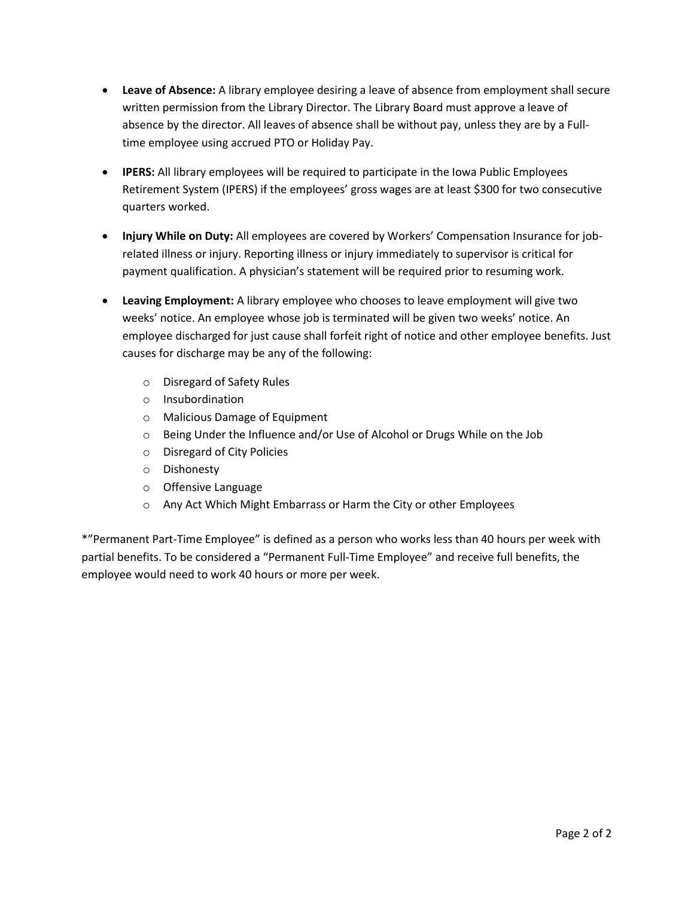- **Leave of Absence:** A library employee desiring a leave of absence from employment shall secure written permission from the Library Director. The Library Board must approve a leave of absence by the director. All leaves of absence shall be without pay, unless they are by a Full-time employee using accrued PTO or Holiday Pay.

- **IPERS:** All library employees will be required to participate in the Iowa Public Employees Retirement System (IPERS) if the employees' gross wages are at least $300 for two consecutive quarters worked.

- **Injury While on Duty:** All employees are covered by Workers' Compensation Insurance for job-related illness or injury. Reporting illness or injury immediately to supervisor is critical for payment qualification. A physician's statement will be required prior to resuming work.

- **Leaving Employment:** A library employee who chooses to leave employment will give two weeks' notice. An employee whose job is terminated will be given two weeks' notice. An employee discharged for just cause shall forfeit right of notice and other employee benefits. Just causes for discharge may be any of the following:

  - Disregard of Safety Rules
  - Insubordination
  - Malicious Damage of Equipment
  - Being Under the Influence and/or Use of Alcohol or Drugs While on the Job
  - Disregard of City Policies
  - Dishonesty
  - Offensive Language
  - Any Act Which Might Embarrass or Harm the City or other Employees

*"Permanent Part-Time Employee" is defined as a person who works less than 40 hours per week with partial benefits. To be considered a "Permanent Full-Time Employee" and receive full benefits, the employee would need to work 40 hours or more per week.